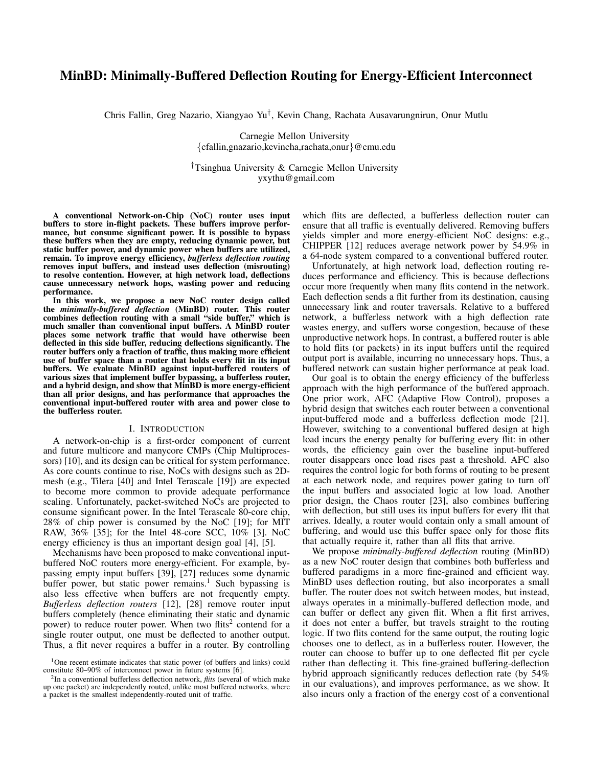# MinBD: Minimally-Buffered Deflection Routing for Energy-Efficient Interconnect

Chris Fallin, Greg Nazario, Xiangyao Yu[†], Kevin Chang, Rachata Ausavarungnirun, Onur Mutlu

Carnegie Mellon University
{cfallin,gnazario,kevincha,rachata,onur}@cmu.edu

[†]Tsinghua University & Carnegie Mellon University
yxythu@gmail.com

**A conventional Network-on-Chip (NoC) router uses input buffers to store in-flight packets. These buffers improve performance, but consume significant power. It is possible to bypass these buffers when they are empty, reducing dynamic power, but static buffer power, and dynamic power when buffers are utilized, remain. To improve energy efficiency, *bufferless deflection routing* removes input buffers, and instead uses deflection (misrouting) to resolve contention. However, at high network load, deflections cause unnecessary network hops, wasting power and reducing performance.**

**In this work, we propose a new NoC router design called the *minimally-buffered deflection* (MinBD) router. This router combines deflection routing with a small "side buffer," which is much smaller than conventional input buffers. A MinBD router places some network traffic that would have otherwise been deflected in this side buffer, reducing deflections significantly. The router buffers only a fraction of traffic, thus making more efficient use of buffer space than a router that holds every flit in its input buffers. We evaluate MinBD against input-buffered routers of various sizes that implement buffer bypassing, a bufferless router, and a hybrid design, and show that MinBD is more energy-efficient than all prior designs, and has performance that approaches the conventional input-buffered router with area and power close to the bufferless router.**

## I. Introduction

A network-on-chip is a first-order component of current and future multicore and manycore CMPs (Chip Multiprocessors) [10], and its design can be critical for system performance. As core counts continue to rise, NoCs with designs such as 2D-mesh (e.g., Tilera [40] and Intel Terascale [19]) are expected to become more common to provide adequate performance scaling. Unfortunately, packet-switched NoCs are projected to consume significant power. In the Intel Terascale 80-core chip, 28% of chip power is consumed by the NoC [19]; for MIT RAW, 36% [35]; for the Intel 48-core SCC, 10% [3]. NoC energy efficiency is thus an important design goal [4], [5].

Mechanisms have been proposed to make conventional input-buffered NoC routers more energy-efficient. For example, bypassing empty input buffers [39], [27] reduces some dynamic buffer power, but static power remains.[1] Such bypassing is also less effective when buffers are not frequently empty. *Bufferless deflection routers* [12], [28] remove router input buffers completely (hence eliminating their static and dynamic power) to reduce router power. When two flits[2] contend for a single router output, one must be deflected to another output. Thus, a flit never requires a buffer in a router. By controlling which flits are deflected, a bufferless deflection router can ensure that all traffic is eventually delivered. Removing buffers yields simpler and more energy-efficient NoC designs: e.g., CHIPPER [12] reduces average network power by 54.9% in a 64-node system compared to a conventional buffered router.

Unfortunately, at high network load, deflection routing reduces performance and efficiency. This is because deflections occur more frequently when many flits contend in the network. Each deflection sends a flit further from its destination, causing unnecessary link and router traversals. Relative to a buffered network, a bufferless network with a high deflection rate wastes energy, and suffers worse congestion, because of these unproductive network hops. In contrast, a buffered router is able to hold flits (or packets) in its input buffers until the required output port is available, incurring no unnecessary hops. Thus, a buffered network can sustain higher performance at peak load.

Our goal is to obtain the energy efficiency of the bufferless approach with the high performance of the buffered approach. One prior work, AFC (Adaptive Flow Control), proposes a hybrid design that switches each router between a conventional input-buffered mode and a bufferless deflection mode [21]. However, switching to a conventional buffered design at high load incurs the energy penalty for buffering every flit: in other words, the efficiency gain over the baseline input-buffered router disappears once load rises past a threshold. AFC also requires the control logic for both forms of routing to be present at each network node, and requires power gating to turn off the input buffers and associated logic at low load. Another prior design, the Chaos router [23], also combines buffering with deflection, but still uses its input buffers for every flit that arrives. Ideally, a router would contain only a small amount of buffering, and would use this buffer space only for those flits that actually require it, rather than all flits that arrive.

We propose *minimally-buffered deflection* routing (MinBD) as a new NoC router design that combines both bufferless and buffered paradigms in a more fine-grained and efficient way. MinBD uses deflection routing, but also incorporates a small buffer. The router does not switch between modes, but instead, always operates in a minimally-buffered deflection mode, and can buffer or deflect any given flit. When a flit first arrives, it does not enter a buffer, but travels straight to the routing logic. If two flits contend for the same output, the routing logic chooses one to deflect, as in a bufferless router. However, the router can choose to buffer up to one deflected flit per cycle rather than deflecting it. This fine-grained buffering-deflection hybrid approach significantly reduces deflection rate (by 54% in our evaluations), and improves performance, as we show. It also incurs only a fraction of the energy cost of a conventional

[1]One recent estimate indicates that static power (of buffers and links) could constitute 80–90% of interconnect power in future systems [6].

[2]In a conventional bufferless deflection network, *flits* (several of which make up one packet) are independently routed, unlike most buffered networks, where a packet is the smallest independently-routed unit of traffic.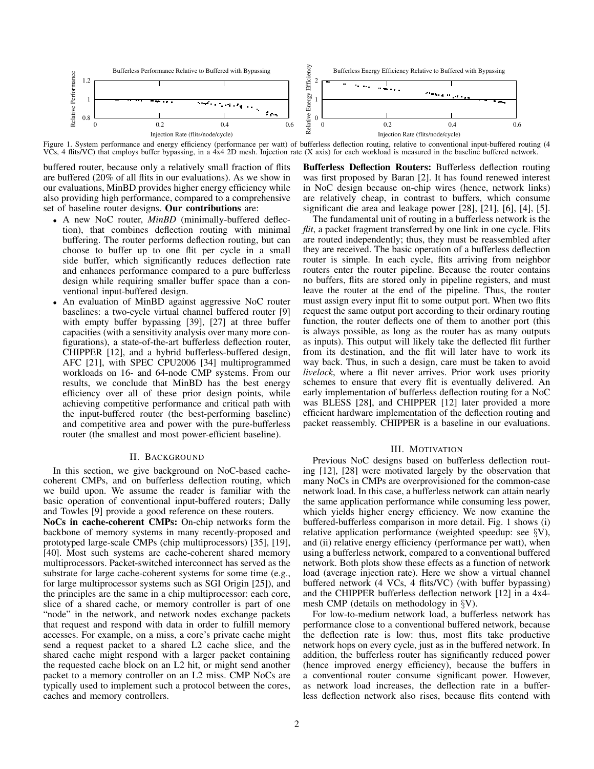Figure 1. System performance and energy efficiency (performance per watt) of bufferless deflection routing, relative to conventional input-buffered routing (4 VCs, 4 flits/VC) that employs buffer bypassing, in a 4x4 2D mesh. Injection rate (X axis) for each workload is measured in the baseline buffered network.

buffered router, because only a relatively small fraction of flits are buffered (20% of all flits in our evaluations). As we show in our evaluations, MinBD provides higher energy efficiency while also providing high performance, compared to a comprehensive set of baseline router designs. **Our contributions** are:

- A new NoC router, *MinBD* (minimally-buffered deflection), that combines deflection routing with minimal buffering. The router performs deflection routing, but can choose to buffer up to one flit per cycle in a small side buffer, which significantly reduces deflection rate and enhances performance compared to a pure bufferless design while requiring smaller buffer space than a conventional input-buffered design.
- An evaluation of MinBD against aggressive NoC router baselines: a two-cycle virtual channel buffered router [9] with empty buffer bypassing [39], [27] at three buffer capacities (with a sensitivity analysis over many more configurations), a state-of-the-art bufferless deflection router, CHIPPER [12], and a hybrid bufferless-buffered design, AFC [21], with SPEC CPU2006 [34] multiprogrammed workloads on 16- and 64-node CMP systems. From our results, we conclude that MinBD has the best energy efficiency over all of these prior design points, while achieving competitive performance and critical path with the input-buffered router (the best-performing baseline) and competitive area and power with the pure-bufferless router (the smallest and most power-efficient baseline).

## II. Background

In this section, we give background on NoC-based cache-coherent CMPs, and on bufferless deflection routing, which we build upon. We assume the reader is familiar with the basic operation of conventional input-buffered routers; Dally and Towles [9] provide a good reference on these routers.

**NoCs in cache-coherent CMPs:** On-chip networks form the backbone of memory systems in many recently-proposed and prototyped large-scale CMPs (chip multiprocessors) [35], [19], [40]. Most such systems are cache-coherent shared memory multiprocessors. Packet-switched interconnect has served as the substrate for large cache-coherent systems for some time (e.g., for large multiprocessor systems such as SGI Origin [25]), and the principles are the same in a chip multiprocessor: each core, slice of a shared cache, or memory controller is part of one "node" in the network, and network nodes exchange packets that request and respond with data in order to fulfill memory accesses. For example, on a miss, a core's private cache might send a request packet to a shared L2 cache slice, and the shared cache might respond with a larger packet containing the requested cache block on an L2 hit, or might send another packet to a memory controller on an L2 miss. CMP NoCs are typically used to implement such a protocol between the cores, caches and memory controllers.

**Bufferless Deflection Routers:** Bufferless deflection routing was first proposed by Baran [2]. It has found renewed interest in NoC design because on-chip wires (hence, network links) are relatively cheap, in contrast to buffers, which consume significant die area and leakage power [28], [21], [6], [4], [5].

The fundamental unit of routing in a bufferless network is the *flit*, a packet fragment transferred by one link in one cycle. Flits are routed independently; thus, they must be reassembled after they are received. The basic operation of a bufferless deflection router is simple. In each cycle, flits arriving from neighbor routers enter the router pipeline. Because the router contains no buffers, flits are stored only in pipeline registers, and must leave the router at the end of the pipeline. Thus, the router must assign every input flit to some output port. When two flits request the same output port according to their ordinary routing function, the router deflects one of them to another port (this is always possible, as long as the router has as many outputs as inputs). This output will likely take the deflected flit further from its destination, and the flit will later have to work its way back. Thus, in such a design, care must be taken to avoid *livelock*, where a flit never arrives. Prior work uses priority schemes to ensure that every flit is eventually delivered. An early implementation of bufferless deflection routing for a NoC was BLESS [28], and CHIPPER [12] later provided a more efficient hardware implementation of the deflection routing and packet reassembly. CHIPPER is a baseline in our evaluations.

## III. Motivation

Previous NoC designs based on bufferless deflection routing [12], [28] were motivated largely by the observation that many NoCs in CMPs are overprovisioned for the common-case network load. In this case, a bufferless network can attain nearly the same application performance while consuming less power, which yields higher energy efficiency. We now examine the buffered-bufferless comparison in more detail. Fig. 1 shows (i) relative application performance (weighted speedup: see §V), and (ii) relative energy efficiency (performance per watt), when using a bufferless network, compared to a conventional buffered network. Both plots show these effects as a function of network load (average injection rate). Here we show a virtual channel buffered network (4 VCs, 4 flits/VC) (with buffer bypassing) and the CHIPPER bufferless deflection network [12] in a 4x4-mesh CMP (details on methodology in §V).

For low-to-medium network load, a bufferless network has performance close to a conventional buffered network, because the deflection rate is low: thus, most flits take productive network hops on every cycle, just as in the buffered network. In addition, the bufferless router has significantly reduced power (hence improved energy efficiency), because the buffers in a conventional router consume significant power. However, as network load increases, the deflection rate in a bufferless deflection network also rises, because flits contend with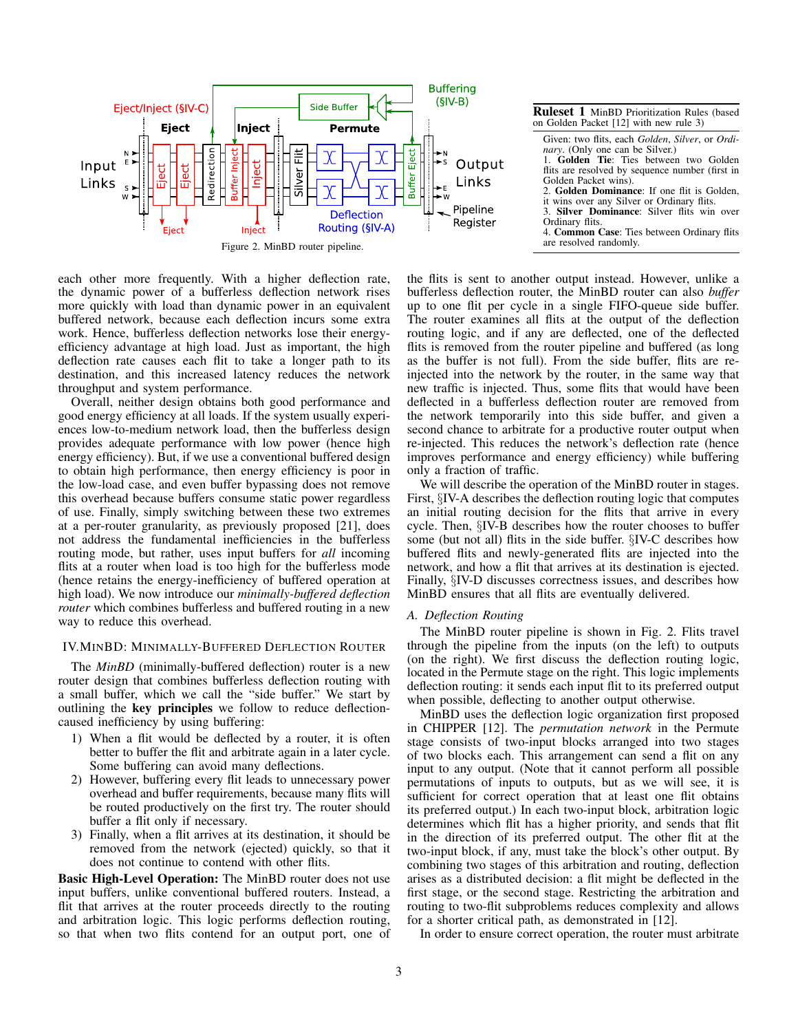Eject/Inject (§IV-C)
Eject
Inject
Permute
Buffering (§IV-B)
Side Buffer
Input Links
N E S W
Eject
Eject
Redirection
Buffer Inject
Inject
Silver Flit
Buffer Eject
Deflection Routing (§IV-A)
Output Links
N S E W
Pipeline Register
Eject
Inject

Figure 2. MinBD router pipeline.

**Ruleset 1** MinBD Prioritization Rules (based on Golden Packet [12] with new rule 3)

Given: two flits, each *Golden*, *Silver*, or *Ordinary*. (Only one can be Silver.)
1. **Golden Tie**: Ties between two Golden flits are resolved by sequence number (first in Golden Packet wins).
2. **Golden Dominance**: If one flit is Golden, it wins over any Silver or Ordinary flits.
3. **Silver Dominance**: Silver flits win over Ordinary flits.
4. **Common Case**: Ties between Ordinary flits are resolved randomly.

each other more frequently. With a higher deflection rate, the dynamic power of a bufferless deflection network rises more quickly with load than dynamic power in an equivalent buffered network, because each deflection incurs some extra work. Hence, bufferless deflection networks lose their energy-efficiency advantage at high load. Just as important, the high deflection rate causes each flit to take a longer path to its destination, and this increased latency reduces the network throughput and system performance.

Overall, neither design obtains both good performance and good energy efficiency at all loads. If the system usually experiences low-to-medium network load, then the bufferless design provides adequate performance with low power (hence high energy efficiency). But, if we use a conventional buffered design to obtain high performance, then energy efficiency is poor in the low-load case, and even buffer bypassing does not remove this overhead because buffers consume static power regardless of use. Finally, simply switching between these two extremes at a per-router granularity, as previously proposed [21], does not address the fundamental inefficiencies in the bufferless routing mode, but rather, uses input buffers for *all* incoming flits at a router when load is too high for the bufferless mode (hence retains the energy-inefficiency of buffered operation at high load). We now introduce our *minimally-buffered deflection router* which combines bufferless and buffered routing in a new way to reduce this overhead.

## IV. MinBD: Minimally-Buffered Deflection Router

The *MinBD* (minimally-buffered deflection) router is a new router design that combines bufferless deflection routing with a small buffer, which we call the "side buffer." We start by outlining the **key principles** we follow to reduce deflection-caused inefficiency by using buffering:

1) When a flit would be deflected by a router, it is often better to buffer the flit and arbitrate again in a later cycle. Some buffering can avoid many deflections.
2) However, buffering every flit leads to unnecessary power overhead and buffer requirements, because many flits will be routed productively on the first try. The router should buffer a flit only if necessary.
3) Finally, when a flit arrives at its destination, it should be removed from the network (ejected) quickly, so that it does not continue to contend with other flits.

**Basic High-Level Operation:** The MinBD router does not use input buffers, unlike conventional buffered routers. Instead, a flit that arrives at the router proceeds directly to the routing and arbitration logic. This logic performs deflection routing, so that when two flits contend for an output port, one of the flits is sent to another output instead. However, unlike a bufferless deflection router, the MinBD router can also *buffer* up to one flit per cycle in a single FIFO-queue side buffer. The router examines all flits at the output of the deflection routing logic, and if any are deflected, one of the deflected flits is removed from the router pipeline and buffered (as long as the buffer is not full). From the side buffer, flits are re-injected into the network by the router, in the same way that new traffic is injected. Thus, some flits that would have been deflected in a bufferless deflection router are removed from the network temporarily into this side buffer, and given a second chance to arbitrate for a productive router output when re-injected. This reduces the network's deflection rate (hence improves performance and energy efficiency) while buffering only a fraction of traffic.

We will describe the operation of the MinBD router in stages. First, §IV-A describes the deflection routing logic that computes an initial routing decision for the flits that arrive in every cycle. Then, §IV-B describes how the router chooses to buffer some (but not all) flits in the side buffer. §IV-C describes how buffered flits and newly-generated flits are injected into the network, and how a flit that arrives at its destination is ejected. Finally, §IV-D discusses correctness issues, and describes how MinBD ensures that all flits are eventually delivered.

### A. Deflection Routing

The MinBD router pipeline is shown in Fig. 2. Flits travel through the pipeline from the inputs (on the left) to outputs (on the right). We first discuss the deflection routing logic, located in the Permute stage on the right. This logic implements deflection routing: it sends each input flit to its preferred output when possible, deflecting to another output otherwise.

MinBD uses the deflection logic organization first proposed in CHIPPER [12]. The *permutation network* in the Permute stage consists of two-input blocks arranged into two stages of two blocks each. This arrangement can send a flit on any input to any output. (Note that it cannot perform all possible permutations of inputs to outputs, but as we will see, it is sufficient for correct operation that at least one flit obtains its preferred output.) In each two-input block, arbitration logic determines which flit has a higher priority, and sends that flit in the direction of its preferred output. The other flit at the two-input block, if any, must take the block's other output. By combining two stages of this arbitration and routing, deflection arises as a distributed decision: a flit might be deflected in the first stage, or the second stage. Restricting the arbitration and routing to two-flit subproblems reduces complexity and allows for a shorter critical path, as demonstrated in [12].

In order to ensure correct operation, the router must arbitrate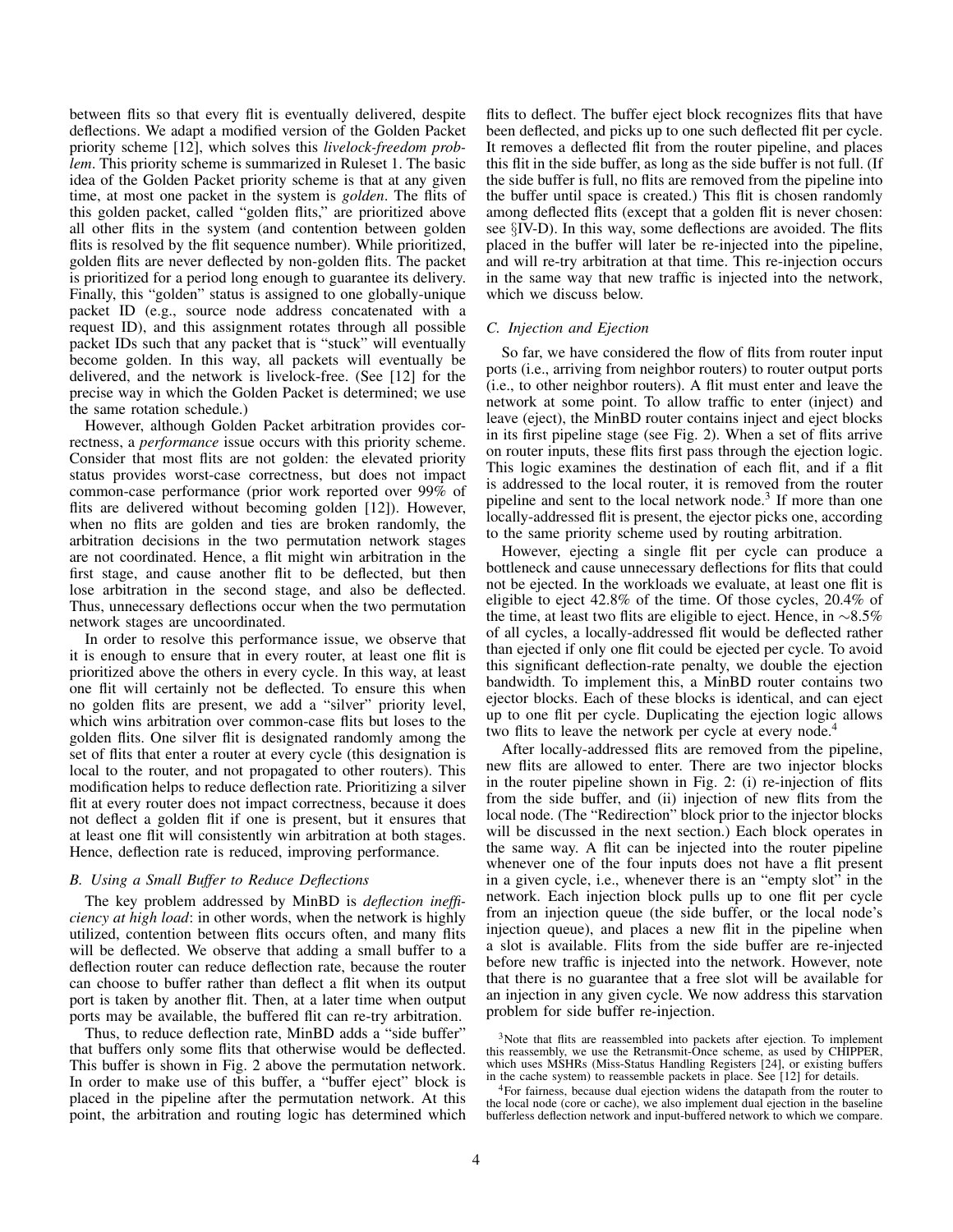between flits so that every flit is eventually delivered, despite deflections. We adapt a modified version of the Golden Packet priority scheme [12], which solves this *livelock-freedom problem*. This priority scheme is summarized in Ruleset 1. The basic idea of the Golden Packet priority scheme is that at any given time, at most one packet in the system is *golden*. The flits of this golden packet, called "golden flits," are prioritized above all other flits in the system (and contention between golden flits is resolved by the flit sequence number). While prioritized, golden flits are never deflected by non-golden flits. The packet is prioritized for a period long enough to guarantee its delivery. Finally, this "golden" status is assigned to one globally-unique packet ID (e.g., source node address concatenated with a request ID), and this assignment rotates through all possible packet IDs such that any packet that is "stuck" will eventually become golden. In this way, all packets will eventually be delivered, and the network is livelock-free. (See [12] for the precise way in which the Golden Packet is determined; we use the same rotation schedule.)

However, although Golden Packet arbitration provides correctness, a *performance* issue occurs with this priority scheme. Consider that most flits are not golden: the elevated priority status provides worst-case correctness, but does not impact common-case performance (prior work reported over 99% of flits are delivered without becoming golden [12]). However, when no flits are golden and ties are broken randomly, the arbitration decisions in the two permutation network stages are not coordinated. Hence, a flit might win arbitration in the first stage, and cause another flit to be deflected, but then lose arbitration in the second stage, and also be deflected. Thus, unnecessary deflections occur when the two permutation network stages are uncoordinated.

In order to resolve this performance issue, we observe that it is enough to ensure that in every router, at least one flit is prioritized above the others in every cycle. In this way, at least one flit will certainly not be deflected. To ensure this when no golden flits are present, we add a "silver" priority level, which wins arbitration over common-case flits but loses to the golden flits. One silver flit is designated randomly among the set of flits that enter a router at every cycle (this designation is local to the router, and not propagated to other routers). This modification helps to reduce deflection rate. Prioritizing a silver flit at every router does not impact correctness, because it does not deflect a golden flit if one is present, but it ensures that at least one flit will consistently win arbitration at both stages. Hence, deflection rate is reduced, improving performance.

### B. Using a Small Buffer to Reduce Deflections

The key problem addressed by MinBD is *deflection inefficiency at high load*: in other words, when the network is highly utilized, contention between flits occurs often, and many flits will be deflected. We observe that adding a small buffer to a deflection router can reduce deflection rate, because the router can choose to buffer rather than deflect a flit when its output port is taken by another flit. Then, at a later time when output ports may be available, the buffered flit can re-try arbitration.

Thus, to reduce deflection rate, MinBD adds a "side buffer" that buffers only some flits that otherwise would be deflected. This buffer is shown in Fig. 2 above the permutation network. In order to make use of this buffer, a "buffer eject" block is placed in the pipeline after the permutation network. At this point, the arbitration and routing logic has determined which flits to deflect. The buffer eject block recognizes flits that have been deflected, and picks up to one such deflected flit per cycle. It removes a deflected flit from the router pipeline, and places this flit in the side buffer, as long as the side buffer is not full. (If the side buffer is full, no flits are removed from the pipeline into the buffer until space is created.) This flit is chosen randomly among deflected flits (except that a golden flit is never chosen: see §IV-D). In this way, some deflections are avoided. The flits placed in the buffer will later be re-injected into the pipeline, and will re-try arbitration at that time. This re-injection occurs in the same way that new traffic is injected into the network, which we discuss below.

### C. Injection and Ejection

So far, we have considered the flow of flits from router input ports (i.e., arriving from neighbor routers) to router output ports (i.e., to other neighbor routers). A flit must enter and leave the network at some point. To allow traffic to enter (inject) and leave (eject), the MinBD router contains inject and eject blocks in its first pipeline stage (see Fig. 2). When a set of flits arrive on router inputs, these flits first pass through the ejection logic. This logic examines the destination of each flit, and if a flit is addressed to the local router, it is removed from the router pipeline and sent to the local network node.[3] If more than one locally-addressed flit is present, the ejector picks one, according to the same priority scheme used by routing arbitration.

However, ejecting a single flit per cycle can produce a bottleneck and cause unnecessary deflections for flits that could not be ejected. In the workloads we evaluate, at least one flit is eligible to eject 42.8% of the time. Of those cycles, 20.4% of the time, at least two flits are eligible to eject. Hence, in ∼8.5% of all cycles, a locally-addressed flit would be deflected rather than ejected if only one flit could be ejected per cycle. To avoid this significant deflection-rate penalty, we double the ejection bandwidth. To implement this, a MinBD router contains two ejector blocks. Each of these blocks is identical, and can eject up to one flit per cycle. Duplicating the ejection logic allows two flits to leave the network per cycle at every node.[4]

After locally-addressed flits are removed from the pipeline, new flits are allowed to enter. There are two injector blocks in the router pipeline shown in Fig. 2: (i) re-injection of flits from the side buffer, and (ii) injection of new flits from the local node. (The "Redirection" block prior to the injector blocks will be discussed in the next section.) Each block operates in the same way. A flit can be injected into the router pipeline whenever one of the four inputs does not have a flit present in a given cycle, i.e., whenever there is an "empty slot" in the network. Each injection block pulls up to one flit per cycle from an injection queue (the side buffer, or the local node's injection queue), and places a new flit in the pipeline when a slot is available. Flits from the side buffer are re-injected before new traffic is injected into the network. However, note that there is no guarantee that a free slot will be available for an injection in any given cycle. We now address this starvation problem for side buffer re-injection.

[3] Note that flits are reassembled into packets after ejection. To implement this reassembly, we use the Retransmit-Once scheme, as used by CHIPPER, which uses MSHRs (Miss-Status Handling Registers [24], or existing buffers in the cache system) to reassemble packets in place. See [12] for details.

[4] For fairness, because dual ejection widens the datapath from the router to the local node (core or cache), we also implement dual ejection in the baseline bufferless deflection network and input-buffered network to which we compare.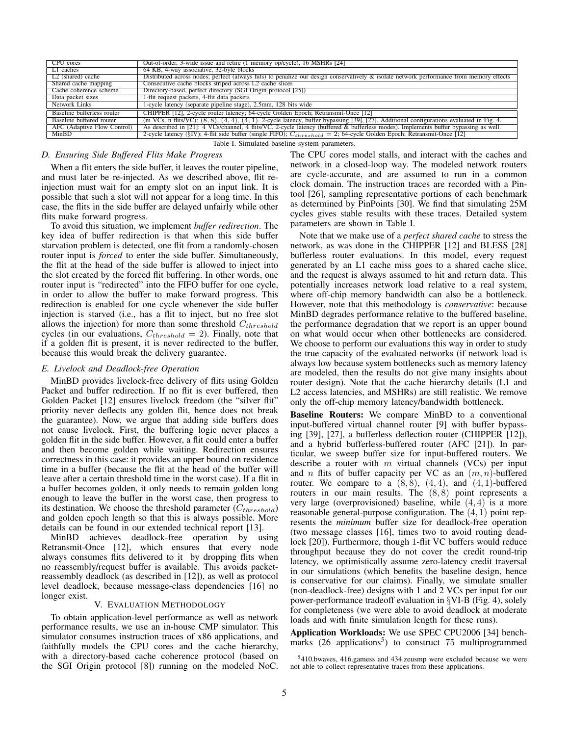| | |
|---|---|
| CPU cores | Out-of-order, 3-wide issue and retire (1 memory op/cycle), 16 MSHRs [24] |
| L1 caches | 64 KB, 4-way associative, 32-byte blocks |
| L2 (shared) cache | Distributed across nodes; perfect (always hits) to penalize our design conservatively & isolate network performance from memory effects |
| Shared cache mapping | Consecutive cache blocks striped across L2 cache slices |
| Cache coherence scheme | Directory-based, perfect directory (SGI Origin protocol [25]) |
| Data packet sizes | 1-flit request packets, 4-flit data packets |
| Network Links | 1-cycle latency (separate pipeline stage), 2.5mm, 128 bits wide |
| Baseline bufferless router | CHIPPER [12], 2-cycle router latency; 64-cycle Golden Epoch; Retransmit-Once [12] |
| Baseline buffered router | (m VCs, n flits/VC): $(8, 8)$, $(4, 4)$, $(4, 1)$. 2-cycle latency, buffer bypassing [39], [27]. Additional configurations evaluated in Fig. 4. |
| AFC (Adaptive Flow Control) | As described in [21]: 4 VCs/channel, 4 flits/VC. 2-cycle latency (buffered & bufferless modes). Implements buffer bypassing as well. |
| MinBD | 2-cycle latency (§IV); 4-flit side buffer (single FIFO); $C_{threshold} = 2$; 64-cycle Golden Epoch; Retransmit-Once [12] |

Table I. Simulated baseline system parameters.

### D. Ensuring Side Buffered Flits Make Progress

When a flit enters the side buffer, it leaves the router pipeline, and must later be re-injected. As we described above, flit re-injection must wait for an empty slot on an input link. It is possible that such a slot will not appear for a long time. In this case, the flits in the side buffer are delayed unfairly while other flits make forward progress.

To avoid this situation, we implement *buffer redirection*. The key idea of buffer redirection is that when this side buffer starvation problem is detected, one flit from a randomly-chosen router input is *forced* to enter the side buffer. Simultaneously, the flit at the head of the side buffer is allowed to inject into the slot created by the forced flit buffering. In other words, one router input is "redirected" into the FIFO buffer for one cycle, in order to allow the buffer to make forward progress. This redirection is enabled for one cycle whenever the side buffer injection is starved (i.e., has a flit to inject, but no free slot allows the injection) for more than some threshold $C_{threshold}$ cycles (in our evaluations, $C_{threshold} = 2$). Finally, note that if a golden flit is present, it is never redirected to the buffer, because this would break the delivery guarantee.

### E. Livelock and Deadlock-free Operation

MinBD provides livelock-free delivery of flits using Golden Packet and buffer redirection. If no flit is ever buffered, then Golden Packet [12] ensures livelock freedom (the "silver flit" priority never deflects any golden flit, hence does not break the guarantee). Now, we argue that adding side buffers does not cause livelock. First, the buffering logic never places a golden flit in the side buffer. However, a flit could enter a buffer and then become golden while waiting. Redirection ensures correctness in this case: it provides an upper bound on residence time in a buffer (because the flit at the head of the buffer will leave after a certain threshold time in the worst case). If a flit in a buffer becomes golden, it only needs to remain golden long enough to leave the buffer in the worst case, then progress to its destination. We choose the threshold parameter ($C_{threshold}$) and golden epoch length so that this is always possible. More details can be found in our extended technical report [13].

MinBD achieves deadlock-free operation by using Retransmit-Once [12], which ensures that every node always consumes flits delivered to it by dropping flits when no reassembly/request buffer is available. This avoids packet-reassembly deadlock (as described in [12]), as well as protocol level deadlock, because message-class dependencies [16] no longer exist.

## V. Evaluation Methodology

To obtain application-level performance as well as network performance results, we use an in-house CMP simulator. This simulator consumes instruction traces of x86 applications, and faithfully models the CPU cores and the cache hierarchy, with a directory-based cache coherence protocol (based on the SGI Origin protocol [8]) running on the modeled NoC. The CPU cores model stalls, and interact with the caches and network in a closed-loop way. The modeled network routers are cycle-accurate, and are assumed to run in a common clock domain. The instruction traces are recorded with a Pintool [26], sampling representative portions of each benchmark as determined by PinPoints [30]. We find that simulating 25M cycles gives stable results with these traces. Detailed system parameters are shown in Table I.

Note that we make use of a *perfect shared cache* to stress the network, as was done in the CHIPPER [12] and BLESS [28] bufferless router evaluations. In this model, every request generated by an L1 cache miss goes to a shared cache slice, and the request is always assumed to hit and return data. This potentially increases network load relative to a real system, where off-chip memory bandwidth can also be a bottleneck. However, note that this methodology is *conservative*: because MinBD degrades performance relative to the buffered baseline, the performance degradation that we report is an upper bound on what would occur when other bottlenecks are considered. We choose to perform our evaluations this way in order to study the true capacity of the evaluated networks (if network load is always low because system bottlenecks such as memory latency are modeled, then the results do not give many insights about router design). Note that the cache hierarchy details (L1 and L2 access latencies, and MSHRs) are still realistic. We remove only the off-chip memory latency/bandwidth bottleneck.

**Baseline Routers:** We compare MinBD to a conventional input-buffered virtual channel router [9] with buffer bypassing [39], [27], a bufferless deflection router (CHIPPER [12]), and a hybrid bufferless-buffered router (AFC [21]). In particular, we sweep buffer size for input-buffered routers. We describe a router with $m$ virtual channels (VCs) per input and $n$ flits of buffer capacity per VC as an $(m, n)$-buffered router. We compare to a $(8, 8)$, $(4, 4)$, and $(4, 1)$-buffered routers in our main results. The $(8, 8)$ point represents a very large (overprovisioned) baseline, while $(4, 4)$ is a more reasonable general-purpose configuration. The $(4, 1)$ point represents the *minimum* buffer size for deadlock-free operation (two message classes [16], times two to avoid routing deadlock [20]). Furthermore, though 1-flit VC buffers would reduce throughput because they do not cover the credit round-trip latency, we optimistically assume zero-latency credit traversal in our simulations (which benefits the baseline design, hence is conservative for our claims). Finally, we simulate smaller (non-deadlock-free) designs with 1 and 2 VCs per input for our power-performance tradeoff evaluation in §VI-B (Fig. 4), solely for completeness (we were able to avoid deadlock at moderate loads and with finite simulation length for these runs).

**Application Workloads:** We use SPEC CPU2006 [34] benchmarks (26 applications[5]) to construct 75 multiprogrammed

[5] 410.bwaves, 416.gamess and 434.zeusmp were excluded because we were not able to collect representative traces from these applications.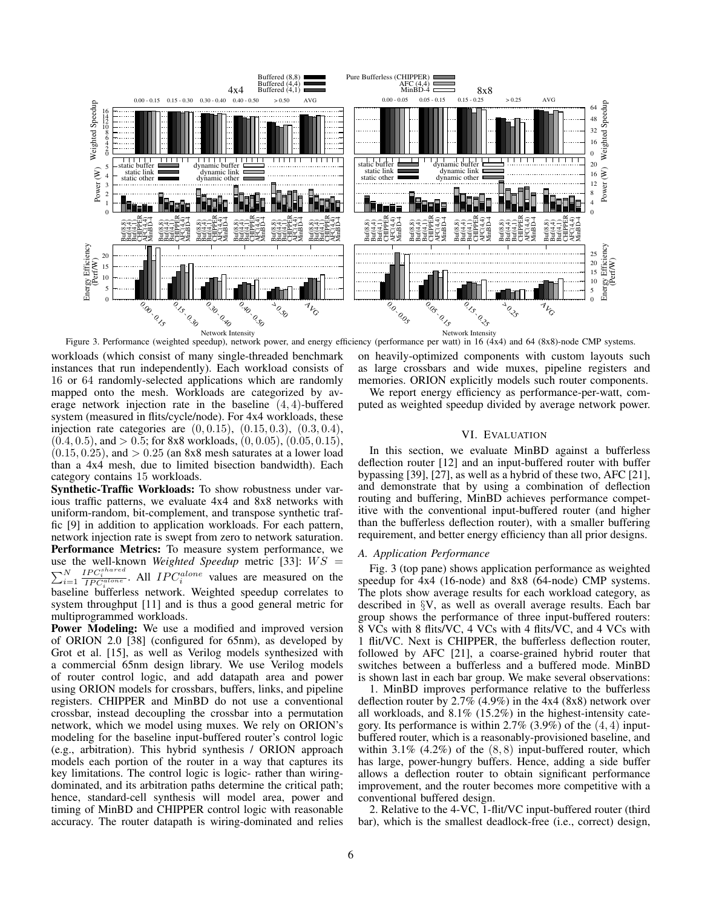Figure 3. Performance (weighted speedup), network power, and energy efficiency (performance per watt) in 16 (4x4) and 64 (8x8)-node CMP systems.

workloads (which consist of many single-threaded benchmark instances that run independently). Each workload consists of 16 or 64 randomly-selected applications which are randomly mapped onto the mesh. Workloads are categorized by average network injection rate in the baseline $(4,4)$-buffered system (measured in flits/cycle/node). For 4x4 workloads, these injection rate categories are $(0, 0.15)$, $(0.15, 0.3)$, $(0.3, 0.4)$, $(0.4, 0.5)$, and $> 0.5$; for 8x8 workloads, $(0, 0.05)$, $(0.05, 0.15)$, $(0.15, 0.25)$, and $> 0.25$ (an 8x8 mesh saturates at a lower load than a 4x4 mesh, due to limited bisection bandwidth). Each category contains 15 workloads.

**Synthetic-Traffic Workloads:** To show robustness under various traffic patterns, we evaluate 4x4 and 8x8 networks with uniform-random, bit-complement, and transpose synthetic traffic [9] in addition to application workloads. For each pattern, network injection rate is swept from zero to network saturation.

**Performance Metrics:** To measure system performance, we use the well-known *Weighted Speedup* metric [33]: $WS = \sum_{i=1}^{N} \frac{IPC_i^{shared}}{IPC_i^{alone}}$. All $IPC_i^{alone}$ values are measured on the baseline bufferless network. Weighted speedup correlates to system throughput [11] and is thus a good general metric for multiprogrammed workloads.

**Power Modeling:** We use a modified and improved version of ORION 2.0 [38] (configured for 65nm), as developed by Grot et al. [15], as well as Verilog models synthesized with a commercial 65nm design library. We use Verilog models of router control logic, and add datapath area and power using ORION models for crossbars, buffers, links, and pipeline registers. CHIPPER and MinBD do not use a conventional crossbar, instead decoupling the crossbar into a permutation network, which we model using muxes. We rely on ORION's modeling for the baseline input-buffered router's control logic (e.g., arbitration). This hybrid synthesis / ORION approach models each portion of the router in a way that captures its key limitations. The control logic is logic- rather than wiring-dominated, and its arbitration paths determine the critical path; hence, standard-cell synthesis will model area, power and timing of MinBD and CHIPPER control logic with reasonable accuracy. The router datapath is wiring-dominated and relies on heavily-optimized components with custom layouts such as large crossbars and wide muxes, pipeline registers and memories. ORION explicitly models such router components.

We report energy efficiency as performance-per-watt, computed as weighted speedup divided by average network power.

## VI. Evaluation

In this section, we evaluate MinBD against a bufferless deflection router [12] and an input-buffered router with buffer bypassing [39], [27], as well as a hybrid of these two, AFC [21], and demonstrate that by using a combination of deflection routing and buffering, MinBD achieves performance competitive with the conventional input-buffered router (and higher than the bufferless deflection router), with a smaller buffering requirement, and better energy efficiency than all prior designs.

### A. Application Performance

Fig. 3 (top pane) shows application performance as weighted speedup for 4x4 (16-node) and 8x8 (64-node) CMP systems. The plots show average results for each workload category, as described in §V, as well as overall average results. Each bar group shows the performance of three input-buffered routers: 8 VCs with 8 flits/VC, 4 VCs with 4 flits/VC, and 4 VCs with 1 flit/VC. Next is CHIPPER, the bufferless deflection router, followed by AFC [21], a coarse-grained hybrid router that switches between a bufferless and a buffered mode. MinBD is shown last in each bar group. We make several observations:

1. MinBD improves performance relative to the bufferless deflection router by 2.7% (4.9%) in the 4x4 (8x8) network over all workloads, and 8.1% (15.2%) in the highest-intensity category. Its performance is within 2.7% (3.9%) of the $(4,4)$ input-buffered router, which is a reasonably-provisioned baseline, and within 3.1% (4.2%) of the $(8,8)$ input-buffered router, which has large, power-hungry buffers. Hence, adding a side buffer allows a deflection router to obtain significant performance improvement, and the router becomes more competitive with a conventional buffered design.

2. Relative to the 4-VC, 1-flit/VC input-buffered router (third bar), which is the smallest deadlock-free (i.e., correct) design,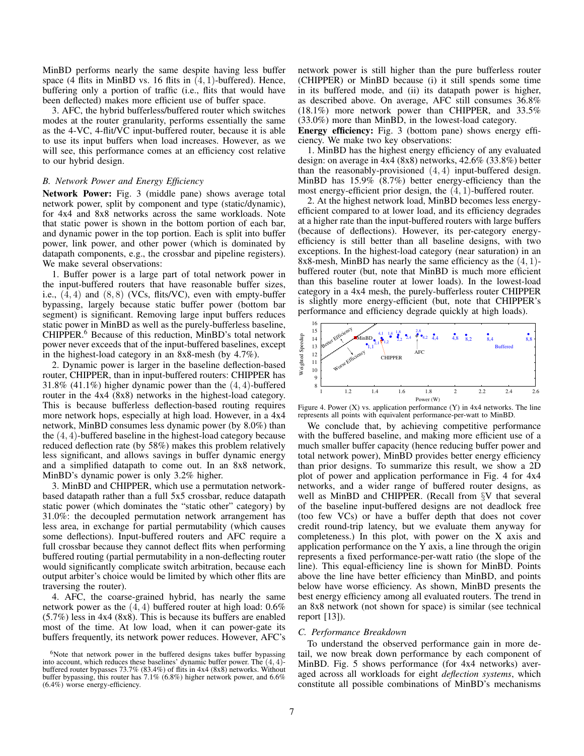MinBD performs nearly the same despite having less buffer space (4 flits in MinBD vs. 16 flits in $(4,1)$-buffered). Hence, buffering only a portion of traffic (i.e., flits that would have been deflected) makes more efficient use of buffer space.

3. AFC, the hybrid bufferless/buffered router which switches modes at the router granularity, performs essentially the same as the 4-VC, 4-flit/VC input-buffered router, because it is able to use its input buffers when load increases. However, as we will see, this performance comes at an efficiency cost relative to our hybrid design.

### B. Network Power and Energy Efficiency

**Network Power:** Fig. 3 (middle pane) shows average total network power, split by component and type (static/dynamic), for 4x4 and 8x8 networks across the same workloads. Note that static power is shown in the bottom portion of each bar, and dynamic power in the top portion. Each is split into buffer power, link power, and other power (which is dominated by datapath components, e.g., the crossbar and pipeline registers). We make several observations:

1. Buffer power is a large part of total network power in the input-buffered routers that have reasonable buffer sizes, i.e., $(4,4)$ and $(8,8)$ (VCs, flits/VC), even with empty-buffer bypassing, largely because static buffer power (bottom bar segment) is significant. Removing large input buffers reduces static power in MinBD as well as the purely-bufferless baseline, CHIPPER.[6] Because of this reduction, MinBD's total network power never exceeds that of the input-buffered baselines, except in the highest-load category in an 8x8-mesh (by 4.7%).

2. Dynamic power is larger in the baseline deflection-based router, CHIPPER, than in input-buffered routers: CHIPPER has 31.8% (41.1%) higher dynamic power than the $(4,4)$-buffered router in the 4x4 (8x8) networks in the highest-load category. This is because bufferless deflection-based routing requires more network hops, especially at high load. However, in a 4x4 network, MinBD consumes less dynamic power (by 8.0%) than the $(4,4)$-buffered baseline in the highest-load category because reduced deflection rate (by 58%) makes this problem relatively less significant, and allows savings in buffer dynamic energy and a simplified datapath to come out. In an 8x8 network, MinBD's dynamic power is only 3.2% higher.

3. MinBD and CHIPPER, which use a permutation network-based datapath rather than a full 5x5 crossbar, reduce datapath static power (which dominates the "static other" category) by 31.0%: the decoupled permutation network arrangement has less area, in exchange for partial permutability (which causes some deflections). Input-buffered routers and AFC require a full crossbar because they cannot deflect flits when performing buffered routing (partial permutability in a non-deflecting router would significantly complicate switch arbitration, because each output arbiter's choice would be limited by which other flits are traversing the router).

4. AFC, the coarse-grained hybrid, has nearly the same network power as the $(4,4)$ buffered router at high load: 0.6% (5.7%) less in 4x4 (8x8). This is because its buffers are enabled most of the time. At low load, when it can power-gate its buffers frequently, its network power reduces. However, AFC's network power is still higher than the pure bufferless router (CHIPPER) or MinBD because (i) it still spends some time in its buffered mode, and (ii) its datapath power is higher, as described above. On average, AFC still consumes 36.8% (18.1%) more network power than CHIPPER, and 33.5% (33.0%) more than MinBD, in the lowest-load category.

**Energy efficiency:** Fig. 3 (bottom pane) shows energy efficiency. We make two key observations:

1. MinBD has the highest energy efficiency of any evaluated design: on average in 4x4 (8x8) networks, 42.6% (33.8%) better than the reasonably-provisioned $(4,4)$ input-buffered design. MinBD has 15.9% (8.7%) better energy-efficiency than the most energy-efficient prior design, the $(4,1)$-buffered router.

2. At the highest network load, MinBD becomes less energy-efficient compared to at lower load, and its efficiency degrades at a higher rate than the input-buffered routers with large buffers (because of deflections). However, its per-category energy-efficiency is still better than all baseline designs, with two exceptions. In the highest-load category (near saturation) in an 8x8-mesh, MinBD has nearly the same efficiency as the $(4,1)$-buffered router (but, note that MinBD is much more efficient than this baseline router at lower loads). In the lowest-load category in a 4x4 mesh, the purely-bufferless router CHIPPER is slightly more energy-efficient (but, note that CHIPPER's performance and efficiency degrade quickly at high loads).

Figure 4. Power (X) vs. application performance (Y) in 4x4 networks. The line represents all points with equivalent performance-per-watt to MinBD.

We conclude that, by achieving competitive performance with the buffered baseline, and making more efficient use of a much smaller buffer capacity (hence reducing buffer power and total network power), MinBD provides better energy efficiency than prior designs. To summarize this result, we show a 2D plot of power and application performance in Fig. 4 for 4x4 networks, and a wider range of buffered router designs, as well as MinBD and CHIPPER. (Recall from §V that several of the baseline input-buffered designs are not deadlock free (too few VCs) or have a buffer depth that does not cover credit round-trip latency, but we evaluate them anyway for completeness.) In this plot, with power on the X axis and application performance on the Y axis, a line through the origin represents a fixed performance-per-watt ratio (the slope of the line). This equal-efficiency line is shown for MinBD. Points above the line have better efficiency than MinBD, and points below have worse efficiency. As shown, MinBD presents the best energy efficiency among all evaluated routers. The trend in an 8x8 network (not shown for space) is similar (see technical report [13]).

### C. Performance Breakdown

To understand the observed performance gain in more detail, we now break down performance by each component of MinBD. Fig. 5 shows performance (for 4x4 networks) averaged across all workloads for eight *deflection systems*, which constitute all possible combinations of MinBD's mechanisms

[6]Note that network power in the buffered designs takes buffer bypassing into account, which reduces these baselines' dynamic buffer power. The $(4,4)$-buffered router bypasses 73.7% (83.4%) of flits in 4x4 (8x8) networks. Without buffer bypassing, this router has 7.1% (6.8%) higher network power, and 6.6% (6.4%) worse energy-efficiency.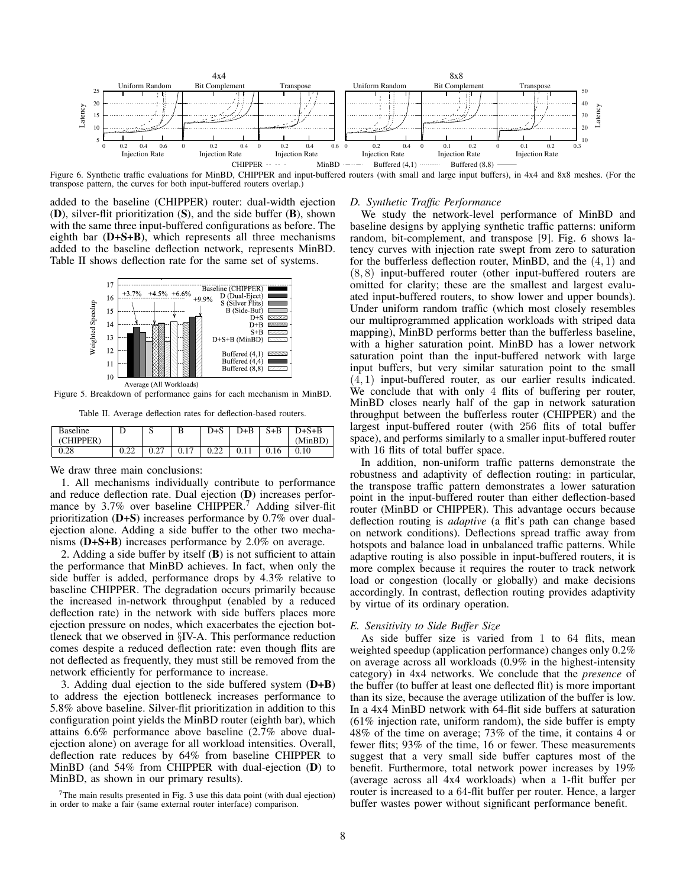Figure 6. Synthetic traffic evaluations for MinBD, CHIPPER and input-buffered routers (with small and large input buffers), in 4x4 and 8x8 meshes. (For the transpose pattern, the curves for both input-buffered routers overlap.)

added to the baseline (CHIPPER) router: dual-width ejection (**D**), silver-flit prioritization (**S**), and the side buffer (**B**), shown with the same three input-buffered configurations as before. The eighth bar (**D+S+B**), which represents all three mechanisms added to the baseline deflection network, represents MinBD. Table II shows deflection rate for the same set of systems.

Figure 5. Breakdown of performance gains for each mechanism in MinBD.

Table II. Average deflection rates for deflection-based routers.

| Baseline (CHIPPER) | D | S | B | D+S | D+B | S+B | D+S+B (MinBD) |
|---|---|---|---|---|---|---|---|
| 0.28 | 0.22 | 0.27 | 0.17 | 0.22 | 0.11 | 0.16 | 0.10 |

We draw three main conclusions:

1. All mechanisms individually contribute to performance and reduce deflection rate. Dual ejection (**D**) increases performance by 3.7% over baseline CHIPPER.[7] Adding silver-flit prioritization (**D+S**) increases performance by 0.7% over dual-ejection alone. Adding a side buffer to the other two mechanisms (**D+S+B**) increases performance by 2.0% on average.

2. Adding a side buffer by itself (**B**) is not sufficient to attain the performance that MinBD achieves. In fact, when only the side buffer is added, performance drops by 4.3% relative to baseline CHIPPER. The degradation occurs primarily because the increased in-network throughput (enabled by a reduced deflection rate) in the network with side buffers places more ejection pressure on nodes, which exacerbates the ejection bottleneck that we observed in §IV-A. This performance reduction comes despite a reduced deflection rate: even though flits are not deflected as frequently, they must still be removed from the network efficiently for performance to increase.

3. Adding dual ejection to the side buffered system (**D+B**) to address the ejection bottleneck increases performance to 5.8% above baseline. Silver-flit prioritization in addition to this configuration point yields the MinBD router (eighth bar), which attains 6.6% performance above baseline (2.7% above dual-ejection alone) on average for all workload intensities. Overall, deflection rate reduces by 64% from baseline CHIPPER to MinBD (and 54% from CHIPPER with dual-ejection (**D**) to MinBD, as shown in our primary results).

[7] The main results presented in Fig. 3 use this data point (with dual ejection) in order to make a fair (same external router interface) comparison.

### D. Synthetic Traffic Performance

We study the network-level performance of MinBD and baseline designs by applying synthetic traffic patterns: uniform random, bit-complement, and transpose [9]. Fig. 6 shows latency curves with injection rate swept from zero to saturation for the bufferless deflection router, MinBD, and the $(4, 1)$ and $(8, 8)$ input-buffered router (other input-buffered routers are omitted for clarity; these are the smallest and largest evaluated input-buffered routers, to show lower and upper bounds). Under uniform random traffic (which most closely resembles our multiprogrammed application workloads with striped data mapping), MinBD performs better than the bufferless baseline, with a higher saturation point. MinBD has a lower network saturation point than the input-buffered network with large input buffers, but very similar saturation point to the small $(4, 1)$ input-buffered router, as our earlier results indicated. We conclude that with only 4 flits of buffering per router, MinBD closes nearly half of the gap in network saturation throughput between the bufferless router (CHIPPER) and the largest input-buffered router (with 256 flits of total buffer space), and performs similarly to a smaller input-buffered router with 16 flits of total buffer space.

In addition, non-uniform traffic patterns demonstrate the robustness and adaptivity of deflection routing: in particular, the transpose traffic pattern demonstrates a lower saturation point in the input-buffered router than either deflection-based router (MinBD or CHIPPER). This advantage occurs because deflection routing is *adaptive* (a flit's path can change based on network conditions). Deflections spread traffic away from hotspots and balance load in unbalanced traffic patterns. While adaptive routing is also possible in input-buffered routers, it is more complex because it requires the router to track network load or congestion (locally or globally) and make decisions accordingly. In contrast, deflection routing provides adaptivity by virtue of its ordinary operation.

### E. Sensitivity to Side Buffer Size

As side buffer size is varied from 1 to 64 flits, mean weighted speedup (application performance) changes only 0.2% on average across all workloads (0.9% in the highest-intensity category) in 4x4 networks. We conclude that the *presence* of the buffer (to buffer at least one deflected flit) is more important than its size, because the average utilization of the buffer is low. In a 4x4 MinBD network with 64-flit side buffers at saturation (61% injection rate, uniform random), the side buffer is empty 48% of the time on average; 73% of the time, it contains 4 or fewer flits; 93% of the time, 16 or fewer. These measurements suggest that a very small side buffer captures most of the benefit. Furthermore, total network power increases by 19% (average across all 4x4 workloads) when a 1-flit buffer per router is increased to a 64-flit buffer per router. Hence, a larger buffer wastes power without significant performance benefit.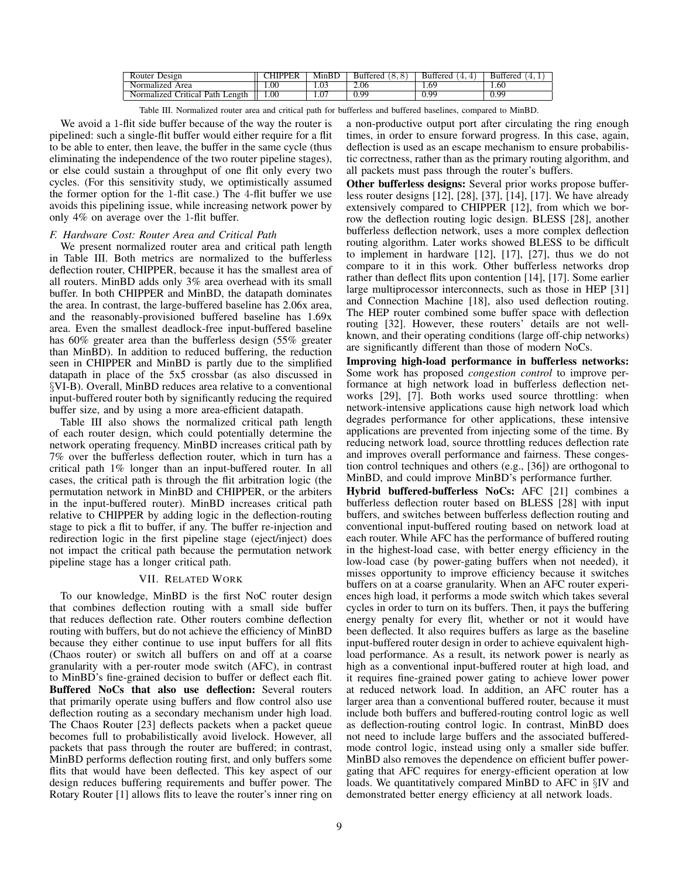| Router Design | CHIPPER | MinBD | Buffered (8, 8) | Buffered (4, 4) | Buffered (4, 1) |
|---|---|---|---|---|---|
| Normalized Area | 1.00 | 1.03 | 2.06 | 1.69 | 1.60 |
| Normalized Critical Path Length | 1.00 | 1.07 | 0.99 | 0.99 | 0.99 |

Table III. Normalized router area and critical path for bufferless and buffered baselines, compared to MinBD.

We avoid a 1-flit side buffer because of the way the router is pipelined: such a single-flit buffer would either require for a flit to be able to enter, then leave, the buffer in the same cycle (thus eliminating the independence of the two router pipeline stages), or else could sustain a throughput of one flit only every two cycles. (For this sensitivity study, we optimistically assumed the former option for the 1-flit case.) The 4-flit buffer we use avoids this pipelining issue, while increasing network power by only 4% on average over the 1-flit buffer.

### F. Hardware Cost: Router Area and Critical Path

We present normalized router area and critical path length in Table III. Both metrics are normalized to the bufferless deflection router, CHIPPER, because it has the smallest area of all routers. MinBD adds only 3% area overhead with its small buffer. In both CHIPPER and MinBD, the datapath dominates the area. In contrast, the large-buffered baseline has 2.06x area, and the reasonably-provisioned buffered baseline has 1.69x area. Even the smallest deadlock-free input-buffered baseline has 60% greater area than the bufferless design (55% greater than MinBD). In addition to reduced buffering, the reduction seen in CHIPPER and MinBD is partly due to the simplified datapath in place of the 5x5 crossbar (as also discussed in §VI-B). Overall, MinBD reduces area relative to a conventional input-buffered router both by significantly reducing the required buffer size, and by using a more area-efficient datapath.

Table III also shows the normalized critical path length of each router design, which could potentially determine the network operating frequency. MinBD increases critical path by 7% over the bufferless deflection router, which in turn has a critical path 1% longer than an input-buffered router. In all cases, the critical path is through the flit arbitration logic (the permutation network in MinBD and CHIPPER, or the arbiters in the input-buffered router). MinBD increases critical path relative to CHIPPER by adding logic in the deflection-routing stage to pick a flit to buffer, if any. The buffer re-injection and redirection logic in the first pipeline stage (eject/inject) does not impact the critical path because the permutation network pipeline stage has a longer critical path.

## VII. Related Work

To our knowledge, MinBD is the first NoC router design that combines deflection routing with a small side buffer that reduces deflection rate. Other routers combine deflection routing with buffers, but do not achieve the efficiency of MinBD because they either continue to use input buffers for all flits (Chaos router) or switch all buffers on and off at a coarse granularity with a per-router mode switch (AFC), in contrast to MinBD's fine-grained decision to buffer or deflect each flit.

**Buffered NoCs that also use deflection:** Several routers that primarily operate using buffers and flow control also use deflection routing as a secondary mechanism under high load. The Chaos Router [23] deflects packets when a packet queue becomes full to probabilistically avoid livelock. However, all packets that pass through the router are buffered; in contrast, MinBD performs deflection routing first, and only buffers some flits that would have been deflected. This key aspect of our design reduces buffering requirements and buffer power. The Rotary Router [1] allows flits to leave the router's inner ring on a non-productive output port after circulating the ring enough times, in order to ensure forward progress. In this case, again, deflection is used as an escape mechanism to ensure probabilistic correctness, rather than as the primary routing algorithm, and all packets must pass through the router's buffers.

**Other bufferless designs:** Several prior works propose bufferless router designs [12], [28], [37], [14], [17]. We have already extensively compared to CHIPPER [12], from which we borrow the deflection routing logic design. BLESS [28], another bufferless deflection network, uses a more complex deflection routing algorithm. Later works showed BLESS to be difficult to implement in hardware [12], [17], [27], thus we do not compare to it in this work. Other bufferless networks drop rather than deflect flits upon contention [14], [17]. Some earlier large multiprocessor interconnects, such as those in HEP [31] and Connection Machine [18], also used deflection routing. The HEP router combined some buffer space with deflection routing [32]. However, these routers' details are not well-known, and their operating conditions (large off-chip networks) are significantly different than those of modern NoCs.

**Improving high-load performance in bufferless networks:** Some work has proposed *congestion control* to improve performance at high network load in bufferless deflection networks [29], [7]. Both works used source throttling: when network-intensive applications cause high network load which degrades performance for other applications, these intensive applications are prevented from injecting some of the time. By reducing network load, source throttling reduces deflection rate and improves overall performance and fairness. These congestion control techniques and others (e.g., [36]) are orthogonal to MinBD, and could improve MinBD's performance further.

**Hybrid buffered-bufferless NoCs:** AFC [21] combines a bufferless deflection router based on BLESS [28] with input buffers, and switches between bufferless deflection routing and conventional input-buffered routing based on network load at each router. While AFC has the performance of buffered routing in the highest-load case, with better energy efficiency in the low-load case (by power-gating buffers when not needed), it misses opportunity to improve efficiency because it switches buffers on at a coarse granularity. When an AFC router experiences high load, it performs a mode switch which takes several cycles in order to turn on its buffers. Then, it pays the buffering energy penalty for every flit, whether or not it would have been deflected. It also requires buffers as large as the baseline input-buffered router design in order to achieve equivalent high-load performance. As a result, its network power is nearly as high as a conventional input-buffered router at high load, and it requires fine-grained power gating to achieve lower power at reduced network load. In addition, an AFC router has a larger area than a conventional buffered router, because it must include both buffers and buffered-routing control logic as well as deflection-routing control logic. In contrast, MinBD does not need to include large buffers and the associated buffered-mode control logic, instead using only a smaller side buffer. MinBD also removes the dependence on efficient buffer power-gating that AFC requires for energy-efficient operation at low loads. We quantitatively compared MinBD to AFC in §IV and demonstrated better energy efficiency at all network loads.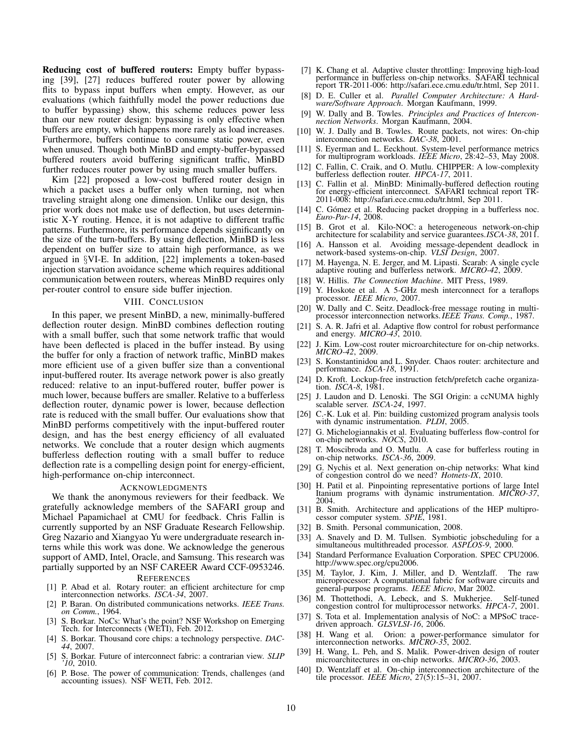**Reducing cost of buffered routers:** Empty buffer bypassing [39], [27] reduces buffered router power by allowing flits to bypass input buffers when empty. However, as our evaluations (which faithfully model the power reductions due to buffer bypassing) show, this scheme reduces power less than our new router design: bypassing is only effective when buffers are empty, which happens more rarely as load increases. Furthermore, buffers continue to consume static power, even when unused. Though both MinBD and empty-buffer-bypassed buffered routers avoid buffering significant traffic, MinBD further reduces router power by using much smaller buffers.

Kim [22] proposed a low-cost buffered router design in which a packet uses a buffer only when turning, not when traveling straight along one dimension. Unlike our design, this prior work does not make use of deflection, but uses deterministic X-Y routing. Hence, it is not adaptive to different traffic patterns. Furthermore, its performance depends significantly on the size of the turn-buffers. By using deflection, MinBD is less dependent on buffer size to attain high performance, as we argued in §VI-E. In addition, [22] implements a token-based injection starvation avoidance scheme which requires additional communication between routers, whereas MinBD requires only per-router control to ensure side buffer injection.

## VIII. Conclusion

In this paper, we present MinBD, a new, minimally-buffered deflection router design. MinBD combines deflection routing with a small buffer, such that some network traffic that would have been deflected is placed in the buffer instead. By using the buffer for only a fraction of network traffic, MinBD makes more efficient use of a given buffer size than a conventional input-buffered router. Its average network power is also greatly reduced: relative to an input-buffered router, buffer power is much lower, because buffers are smaller. Relative to a bufferless deflection router, dynamic power is lower, because deflection rate is reduced with the small buffer. Our evaluations show that MinBD performs competitively with the input-buffered router design, and has the best energy efficiency of all evaluated networks. We conclude that a router design which augments bufferless deflection routing with a small buffer to reduce deflection rate is a compelling design point for energy-efficient, high-performance on-chip interconnect.

## Acknowledgments

We thank the anonymous reviewers for their feedback. We gratefully acknowledge members of the SAFARI group and Michael Papamichael at CMU for feedback. Chris Fallin is currently supported by an NSF Graduate Research Fellowship. Greg Nazario and Xiangyao Yu were undergraduate research interns while this work was done. We acknowledge the generous support of AMD, Intel, Oracle, and Samsung. This research was partially supported by an NSF CAREER Award CCF-0953246.

## References

[1] P. Abad et al. Rotary router: an efficient architecture for cmp interconnection networks. *ISCA-34*, 2007.

[2] P. Baran. On distributed communications networks. *IEEE Trans. on Comm.*, 1964.

[3] S. Borkar. NoCs: What's the point? NSF Workshop on Emerging Tech. for Interconnects (WETI), Feb. 2012.

[4] S. Borkar. Thousand core chips: a technology perspective. *DAC-44*, 2007.

[5] S. Borkar. Future of interconnect fabric: a contrarian view. *SLIP '10*, 2010.

[6] P. Bose. The power of communication: Trends, challenges (and accounting issues). NSF WETI, Feb. 2012.

[7] K. Chang et al. Adaptive cluster throttling: Improving high-load performance in bufferless on-chip networks. SAFARI technical report TR-2011-006: http://safari.ece.cmu.edu/tr.html, Sep 2011.

[8] D. E. Culler et al. *Parallel Computer Architecture: A Hardware/Software Approach*. Morgan Kaufmann, 1999.

[9] W. Dally and B. Towles. *Principles and Practices of Interconnection Networks*. Morgan Kaufmann, 2004.

[10] W. J. Dally and B. Towles. Route packets, not wires: On-chip interconnection networks. *DAC-38*, 2001.

[11] S. Eyerman and L. Eeckhout. System-level performance metrics for multiprogram workloads. *IEEE Micro*, 28:42–53, May 2008.

[12] C. Fallin, C. Craik, and O. Mutlu. CHIPPER: A low-complexity bufferless deflection router. *HPCA-17*, 2011.

[13] C. Fallin et al. MinBD: Minimally-buffered deflection routing for energy-efficient interconnect. SAFARI technical report TR-2011-008: http://safari.ece.cmu.edu/tr.html, Sep 2011.

[14] C. Gómez et al. Reducing packet dropping in a bufferless noc. *Euro-Par-14*, 2008.

[15] B. Grot et al. Kilo-NOC: a heterogeneous network-on-chip architecture for scalability and service guarantees.*ISCA-38*, 2011.

[16] A. Hansson et al. Avoiding message-dependent deadlock in network-based systems-on-chip. *VLSI Design*, 2007.

[17] M. Hayenga, N. E. Jerger, and M. Lipasti. Scarab: A single cycle adaptive routing and bufferless network. *MICRO-42*, 2009.

[18] W. Hillis. *The Connection Machine*. MIT Press, 1989.

[19] Y. Hoskote et al. A 5-GHz mesh interconnect for a teraflops processor. *IEEE Micro*, 2007.

[20] W. Dally and C. Seitz. Deadlock-free message routing in multiprocessor interconnection networks.*IEEE Trans. Comp.*, 1987.

[21] S. A. R. Jafri et al. Adaptive flow control for robust performance and energy. *MICRO-43*, 2010.

[22] J. Kim. Low-cost router microarchitecture for on-chip networks. *MICRO-42*, 2009.

[23] S. Konstantinidou and L. Snyder. Chaos router: architecture and performance. *ISCA-18*, 1991.

[24] D. Kroft. Lockup-free instruction fetch/prefetch cache organization. *ISCA-8*, 1981.

[25] J. Laudon and D. Lenoski. The SGI Origin: a ccNUMA highly scalable server. *ISCA-24*, 1997.

[26] C.-K. Luk et al. Pin: building customized program analysis tools with dynamic instrumentation. *PLDI*, 2005.

[27] G. Michelogiannakis et al. Evaluating bufferless flow-control for on-chip networks. *NOCS*, 2010.

[28] T. Moscibroda and O. Mutlu. A case for bufferless routing in on-chip networks. *ISCA-36*, 2009.

[29] G. Nychis et al. Next generation on-chip networks: What kind of congestion control do we need? *Hotnets-IX*, 2010.

[30] H. Patil et al. Pinpointing representative portions of large Intel Itanium programs with dynamic instrumentation. *MICRO-37*, 2004.

[31] B. Smith. Architecture and applications of the HEP multiprocessor computer system. *SPIE*, 1981.

[32] B. Smith. Personal communication, 2008.

[33] A. Snavely and D. M. Tullsen. Symbiotic jobscheduling for a simultaneous multithreaded processor. *ASPLOS-9*, 2000.

[34] Standard Performance Evaluation Corporation. SPEC CPU2006. http://www.spec.org/cpu2006.

[35] M. Taylor, J. Kim, J. Miller, and D. Wentzlaff. The raw microprocessor: A computational fabric for software circuits and general-purpose programs. *IEEE Micro*, Mar 2002.

[36] M. Thottethodi, A. Lebeck, and S. Mukherjee. Self-tuned congestion control for multiprocessor networks. *HPCA-7*, 2001.

[37] S. Tota et al. Implementation analysis of NoC: a MPSoC trace-driven approach. *GLSVLSI-16*, 2006.

[38] H. Wang et al. Orion: a power-performance simulator for interconnection networks. *MICRO-35*, 2002.

[39] H. Wang, L. Peh, and S. Malik. Power-driven design of router microarchitectures in on-chip networks. *MICRO-36*, 2003.

[40] D. Wentzlaff et al. On-chip interconnection architecture of the tile processor. *IEEE Micro*, 27(5):15–31, 2007.